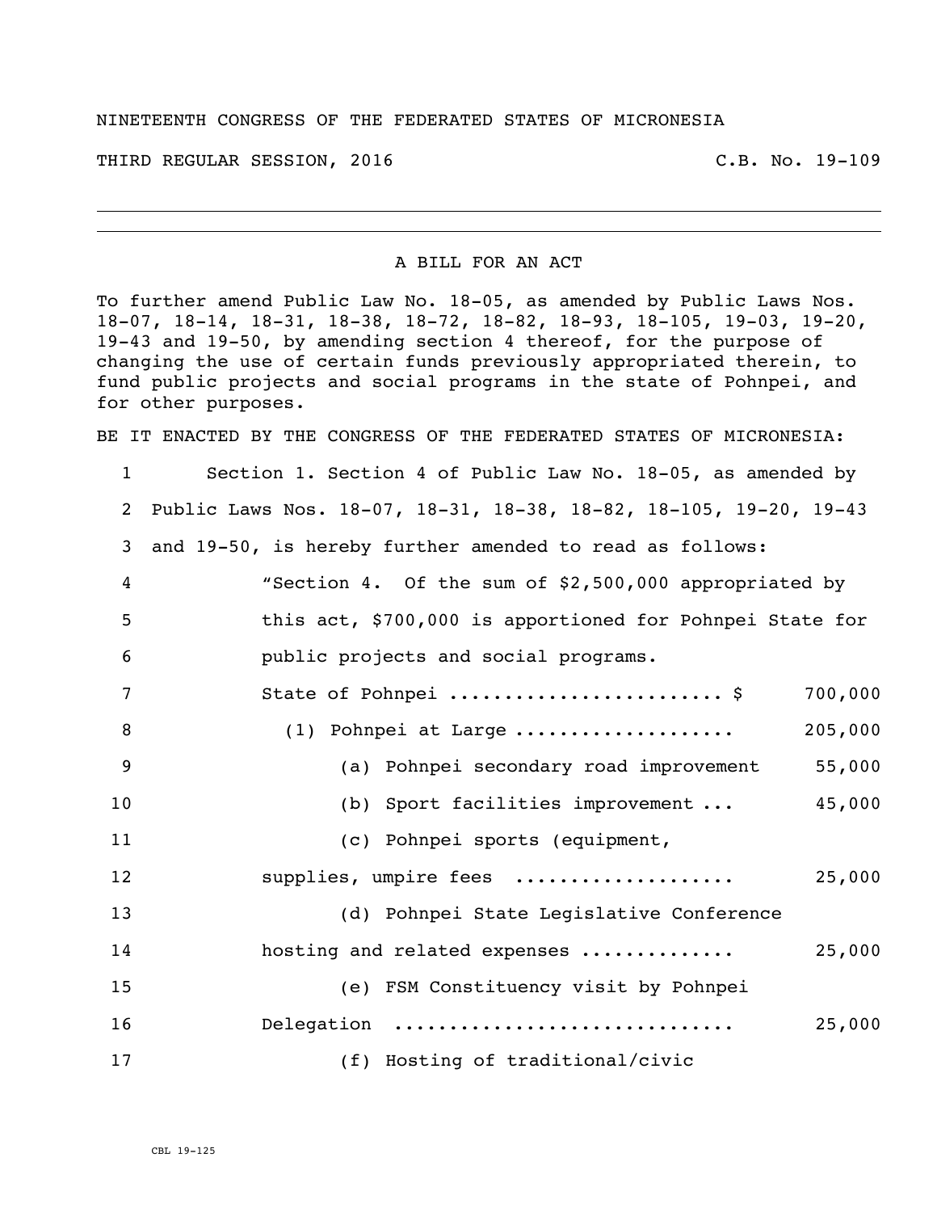NINETEENTH CONGRESS OF THE FEDERATED STATES OF MICRONESIA

THIRD REGULAR SESSION, 2016 C.B. No. 19-109

---

A BILL FOR AN ACT

To further amend Public Law No. 18-05, as amended by Public Laws Nos. 18-07, 18-14, 18-31, 18-38, 18-72, 18-82, 18-93, 18-105, 19-03, 19-20, 19-43 and 19-50, by amending section 4 thereof, for the purpose of changing the use of certain funds previously appropriated therein, to fund public projects and social programs in the state of Pohnpei, and for other purposes.

BE IT ENACTED BY THE CONGRESS OF THE FEDERATED STATES OF MICRONESIA:

1 Section 1. Section 4 of Public Law No. 18-05, as amended by
2 Public Laws Nos. 18-07, 18-31, 18-38, 18-82, 18-105, 19-20, 19-43
3 and 19-50, is hereby further amended to read as follows:
4 "Section 4. Of the sum of $2,500,000 appropriated by
5 this act, $700,000 is apportioned for Pohnpei State for
6 public projects and social programs.
7 State of Pohnpei ........................ $ 700,000
8 (1) Pohnpei at Large ................... 205,000
9 (a) Pohnpei secondary road improvement 55,000
10 (b) Sport facilities improvement ... 45,000
11 (c) Pohnpei sports (equipment,
12 supplies, umpire fees ................... 25,000
13 (d) Pohnpei State Legislative Conference
14 hosting and related expenses ............. 25,000
15 (e) FSM Constituency visit by Pohnpei
16 Delegation .............................. 25,000
17 (f) Hosting of traditional/civic

CBL 19-125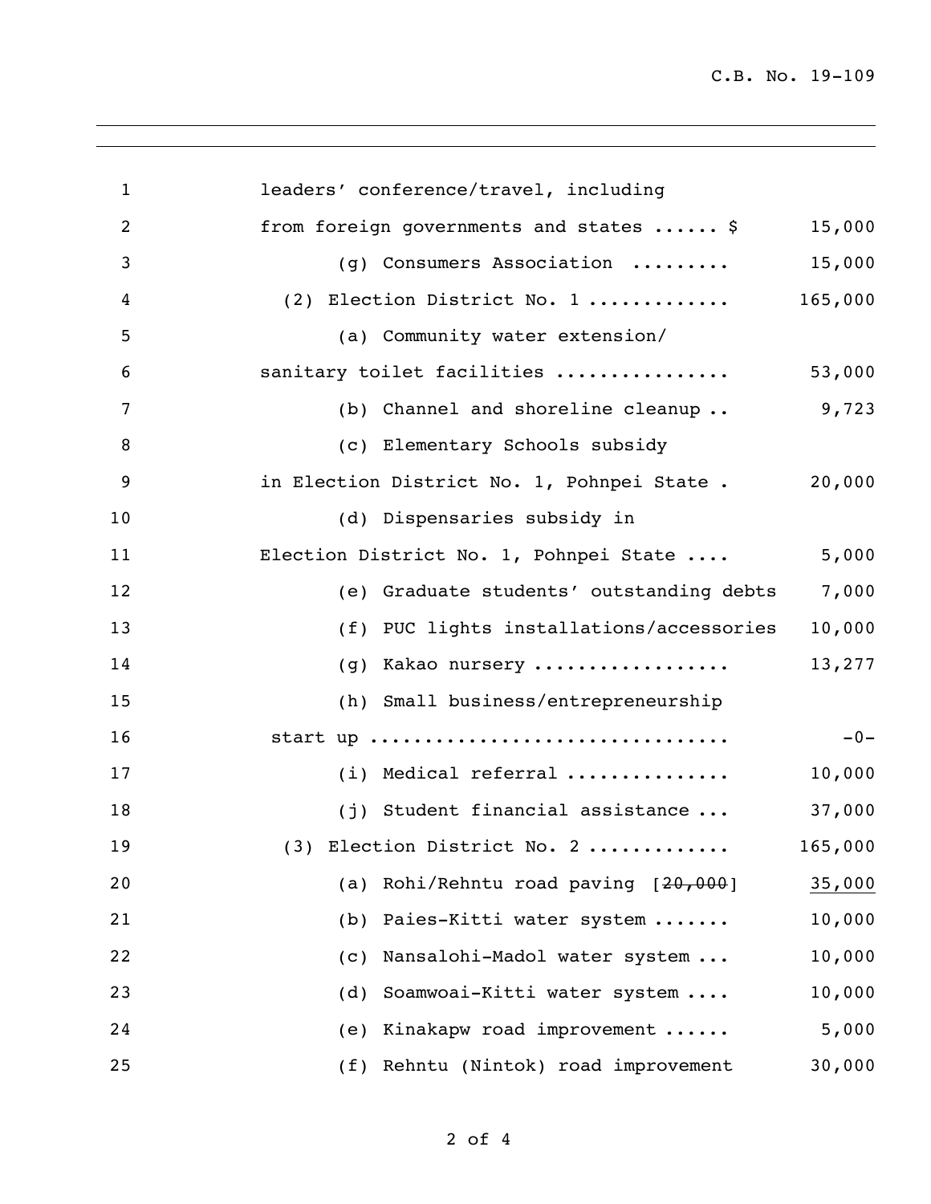leaders' conference/travel, including from foreign governments and states ...... $ 15,000

(g) Consumers Association ......... 15,000

(2) Election District No. 1 ............ 165,000

(a) Community water extension/ sanitary toilet facilities ............... 53,000

(b) Channel and shoreline cleanup .. 9,723

(c) Elementary Schools subsidy in Election District No. 1, Pohnpei State . 20,000

(d) Dispensaries subsidy in Election District No. 1, Pohnpei State .... 5,000

(e) Graduate students' outstanding debts 7,000

(f) PUC lights installations/accessories 10,000

(g) Kakao nursery ................. 13,277

(h) Small business/entrepreneurship start up ............................... -0-

(i) Medical referral .............. 10,000

(j) Student financial assistance ... 37,000

(3) Election District No. 2 ............ 165,000

(a) Rohi/Rehntu road paving [~~20,000~~] 35,000

(b) Paies-Kitti water system ....... 10,000

(c) Nansalohi-Madol water system ... 10,000

(d) Soamwoai-Kitti water system .... 10,000

(e) Kinakapw road improvement ...... 5,000

(f) Rehntu (Nintok) road improvement 30,000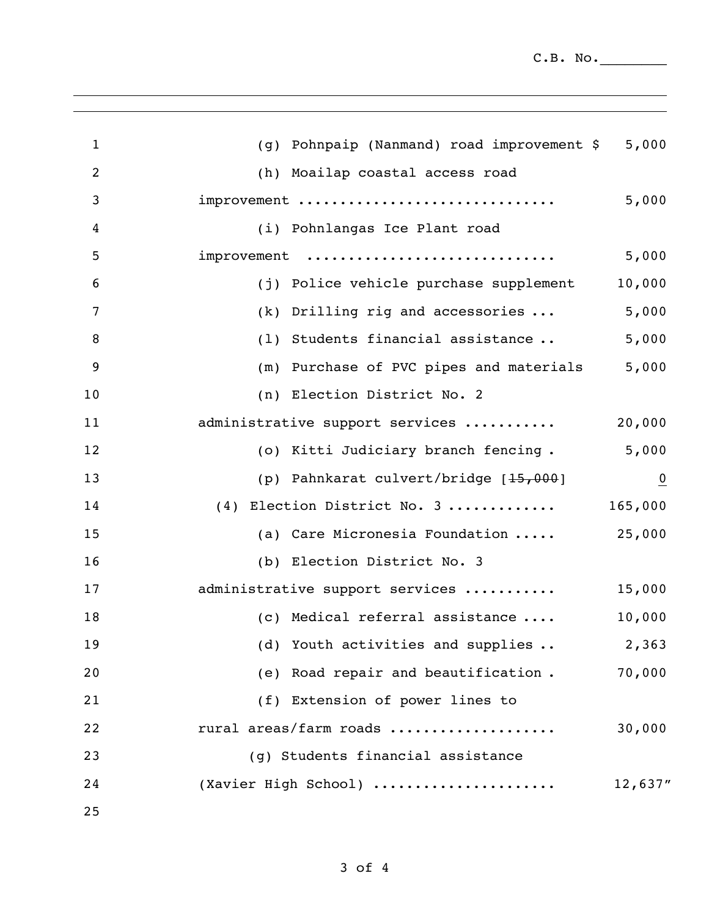C.B. No.________

(g) Pohnpaip (Nanmand) road improvement $ 5,000

(h) Moailap coastal access road improvement .............................. 5,000

(i) Pohnlangas Ice Plant road improvement .............................. 5,000

(j) Police vehicle purchase supplement 10,000

(k) Drilling rig and accessories ... 5,000

(l) Students financial assistance .. 5,000

(m) Purchase of PVC pipes and materials 5,000

(n) Election District No. 2 administrative support services .......... 20,000

(o) Kitti Judiciary branch fencing . 5,000

(p) Pahnkarat culvert/bridge [~~15,000~~] <u>0</u>

(4) Election District No. 3 ............ 165,000

(a) Care Micronesia Foundation ..... 25,000

(b) Election District No. 3 administrative support services .......... 15,000

(c) Medical referral assistance .... 10,000

(d) Youth activities and supplies .. 2,363

(e) Road repair and beautification . 70,000

(f) Extension of power lines to rural areas/farm roads ................... 30,000

(g) Students financial assistance (Xavier High School) ..................... 12,637"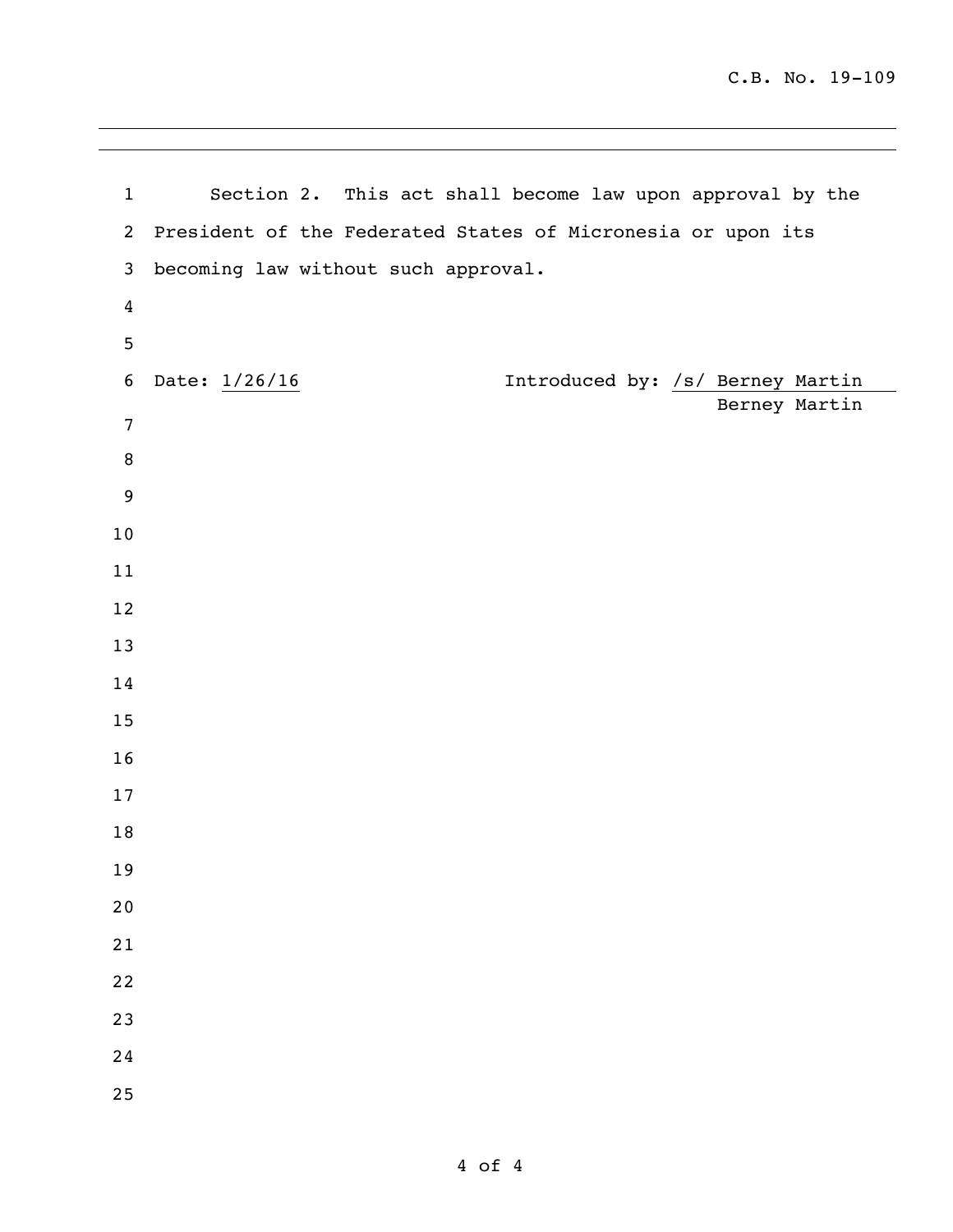Section 2. This act shall become law upon approval by the President of the Federated States of Micronesia or upon its becoming law without such approval.

Date: 1/26/16

Introduced by: /s/ Berney Martin
Berney Martin